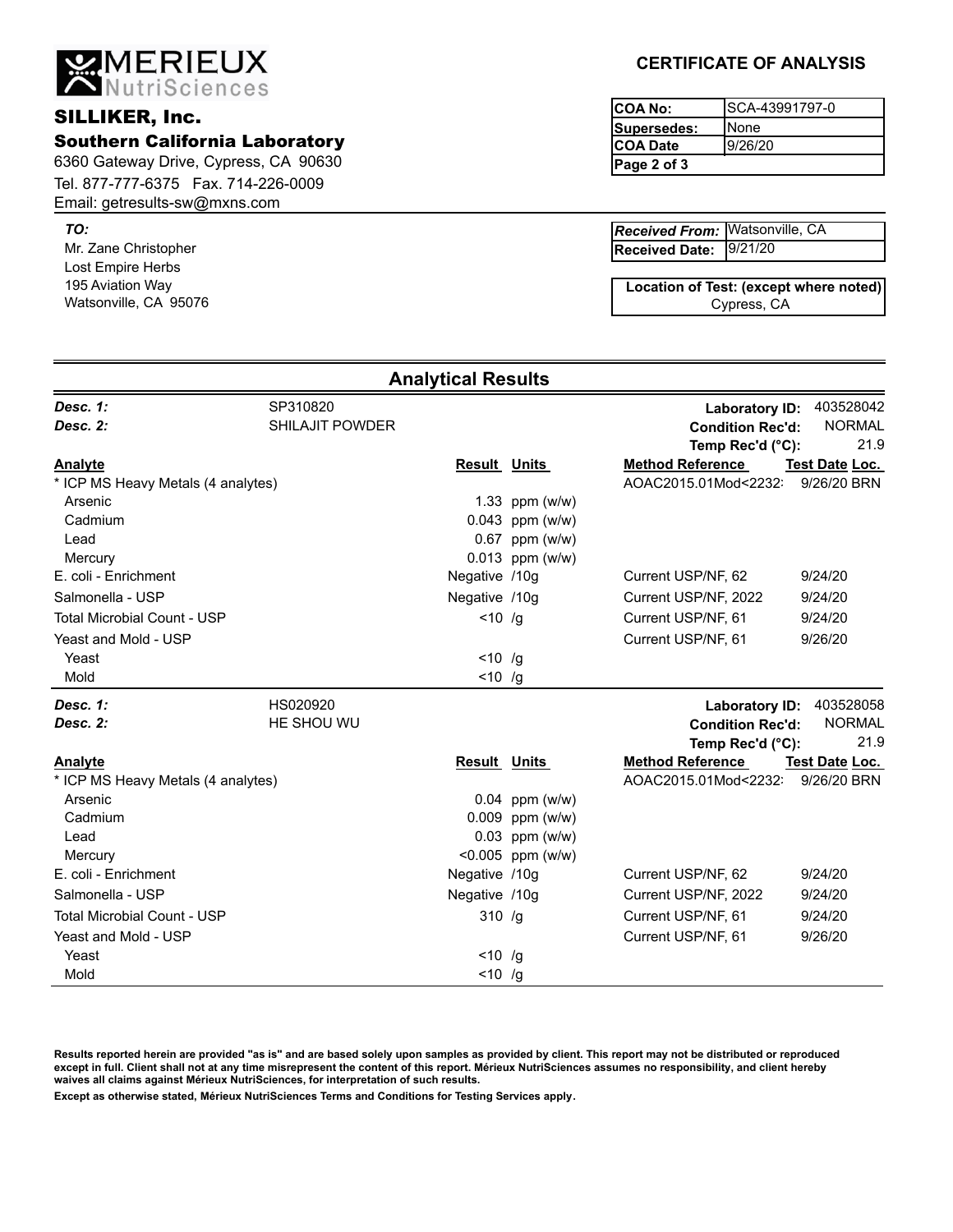# MERIEUX NutriSciences

## SILLIKER, Inc.

### Southern California Laboratory

6360 Gateway Drive, Cypress, CA 90630
Tel. 877-777-6375 Fax. 714-226-0009
Email: getresults-sw@mxns.com

**CERTIFICATE OF ANALYSIS**

| | |
|---|---|
| **COA No:** | SCA-43991797-0 |
| **Supersedes:** | None |
| **COA Date** | 9/26/20 |
| **Page 2 of 3** | |

***TO:***
Mr. Zane Christopher
Lost Empire Herbs
195 Aviation Way
Watsonville, CA 95076

| | |
|---|---|
| ***Received From:*** | Watsonville, CA |
| **Received Date:** | 9/21/20 |

**Location of Test: (except where noted)**
Cypress, CA

## Analytical Results

***Desc. 1:*** SP310820
***Desc. 2:*** SHILAJIT POWDER
**Laboratory ID:** 403528042
**Condition Rec'd:** NORMAL
**Temp Rec'd (°C):** 21.9

| Analyte | Result | Units | Method Reference | Test Date | Loc. |
|---|---|---|---|---|---|
| * ICP MS Heavy Metals (4 analytes) | | | AOAC2015.01Mod<2232: | 9/26/20 | BRN |
| Arsenic | 1.33 | ppm (w/w) | | | |
| Cadmium | 0.043 | ppm (w/w) | | | |
| Lead | 0.67 | ppm (w/w) | | | |
| Mercury | 0.013 | ppm (w/w) | | | |
| E. coli - Enrichment | Negative | /10g | Current USP/NF, 62 | 9/24/20 | |
| Salmonella - USP | Negative | /10g | Current USP/NF, 2022 | 9/24/20 | |
| Total Microbial Count - USP | <10 | /g | Current USP/NF, 61 | 9/24/20 | |
| Yeast and Mold - USP | | | Current USP/NF, 61 | 9/26/20 | |
| Yeast | <10 | /g | | | |
| Mold | <10 | /g | | | |

***Desc. 1:*** HS020920
***Desc. 2:*** HE SHOU WU
**Laboratory ID:** 403528058
**Condition Rec'd:** NORMAL
**Temp Rec'd (°C):** 21.9

| Analyte | Result | Units | Method Reference | Test Date | Loc. |
|---|---|---|---|---|---|
| * ICP MS Heavy Metals (4 analytes) | | | AOAC2015.01Mod<2232: | 9/26/20 | BRN |
| Arsenic | 0.04 | ppm (w/w) | | | |
| Cadmium | 0.009 | ppm (w/w) | | | |
| Lead | 0.03 | ppm (w/w) | | | |
| Mercury | <0.005 | ppm (w/w) | | | |
| E. coli - Enrichment | Negative | /10g | Current USP/NF, 62 | 9/24/20 | |
| Salmonella - USP | Negative | /10g | Current USP/NF, 2022 | 9/24/20 | |
| Total Microbial Count - USP | 310 | /g | Current USP/NF, 61 | 9/24/20 | |
| Yeast and Mold - USP | | | Current USP/NF, 61 | 9/26/20 | |
| Yeast | <10 | /g | | | |
| Mold | <10 | /g | | | |

**Results reported herein are provided "as is" and are based solely upon samples as provided by client. This report may not be distributed or reproduced except in full. Client shall not at any time misrepresent the content of this report. Mérieux NutriSciences assumes no responsibility, and client hereby waives all claims against Mérieux NutriSciences, for interpretation of such results.**

**Except as otherwise stated, Mérieux NutriSciences Terms and Conditions for Testing Services apply.**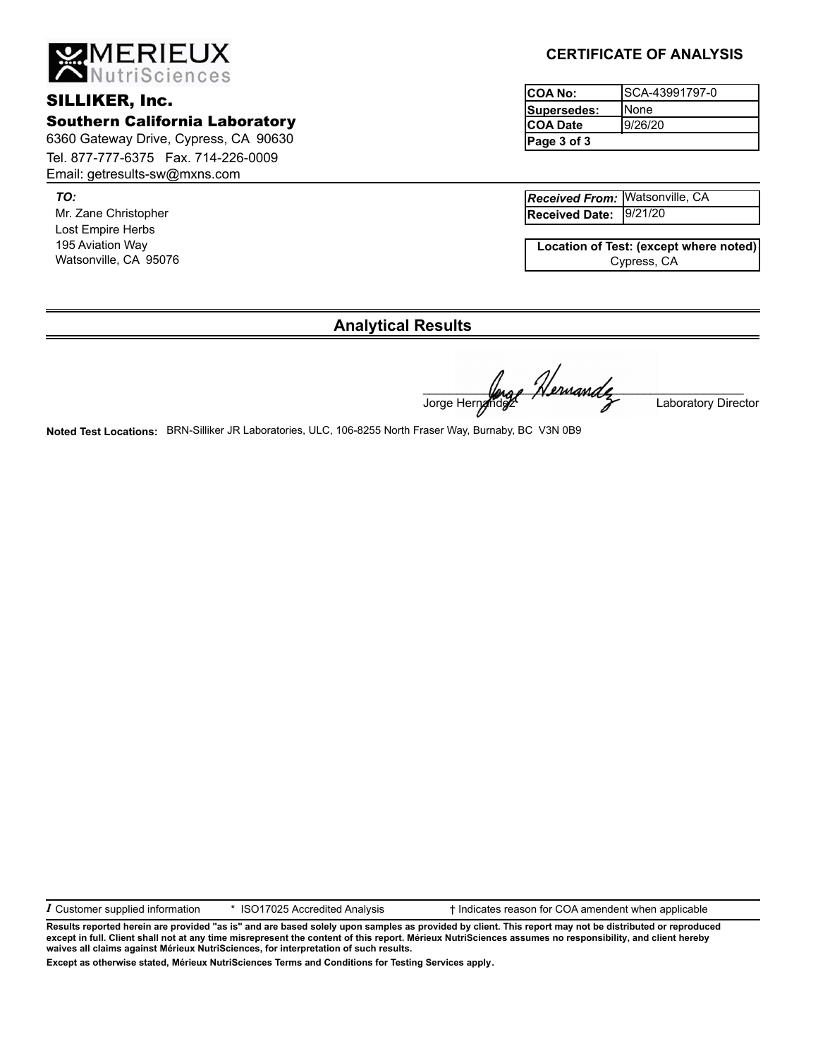# MERIEUX NutriSciences

## SILLIKER, Inc.

### Southern California Laboratory

6360 Gateway Drive, Cypress, CA 90630
Tel. 877-777-6375 Fax. 714-226-0009
Email: getresults-sw@mxns.com

## CERTIFICATE OF ASSESSMENT

| | |
|---|---|
| **COA No:** | SCA-43991797-0 |
| **Supersedes:** | None |
| **COA Date** | 9/26/20 |

***TO:***
Mr. Zane Christopher
Lost Empire Herbs
195 Aviation Way
Watsonville, CA 95076

| | |
|---|---|
| ***Received From:*** | Watsonville, CA |
| **Received Date:** | 9/21/20 |

**Location of Test: (except where noted)**
Cypress, CA

## Analytical Results

Jorge Hernandez — Laboratory Director

**Noted Test Locations:** BRN-Silliker JR Laboratories, ULC, 106-8255 North Fraser Way, Burnaby, BC V3N 0B9

*I* Customer supplied information * ISO17025 Accredited Analysis † Indicates reason for COA amendent when applicable

**Results reported herein are provided "as is" and are based solely upon samples as provided by client. This report may not be distributed or reproduced except in full. Client shall not at any time misrepresent the content of this report. Mérieux NutriSciences assumes no responsibility, and client hereby waives all claims against Mérieux NutriSciences, for interpretation of such results.**

**Except as otherwise stated, Mérieux NutriSciences Terms and Conditions for Testing Services apply.**

# MERIEUX NutriSciences

## SILLIKER, Inc.

### Southern California Laboratory

6360 Gateway Drive, Cypress, CA 90630
Tel. 877-777-6375 Fax. 714-226-0009
Email: getresults-sw@mxns.com

## CERTIFICATE OF ANALYSIS

| | |
|---|---|
| **COA No:** | SCA-43991797-0 |
| **Supersedes:** | None |
| **COA Date** | 9/26/20 |

***TO:***
Mr. Zane Christopher
Lost Empire Herbs
195 Aviation Way
Watsonville, CA 95076

| | |
|---|---|
| ***Received From:*** | Watsonville, CA |
| **Received Date:** | 9/21/20 |

**Location of Test: (except where noted)**
Cypress, CA

## Analytical Results

Jorge Hernandez — Laboratory Director

**Noted Test Locations:** BRN-Silliker JR Laboratories, ULC, 106-8255 North Fraser Way, Burnaby, BC V3N 0B9

*I* Customer supplied information * ISO17025 Accredited Analysis † Indicates reason for COA amendent when applicable

**Results reported herein are provided "as is" and are based solely upon samples as provided by client. This report may not be distributed or reproduced except in full. Client shall not at any time misrepresent the content of this report. Mérieux NutriSciences assumes no responsibility, and client hereby waives all claims against Mérieux NutriSciences, for interpretation of such results.**

**Except as otherwise stated, Mérieux NutriSciences Terms and Conditions for Testing Services apply.**